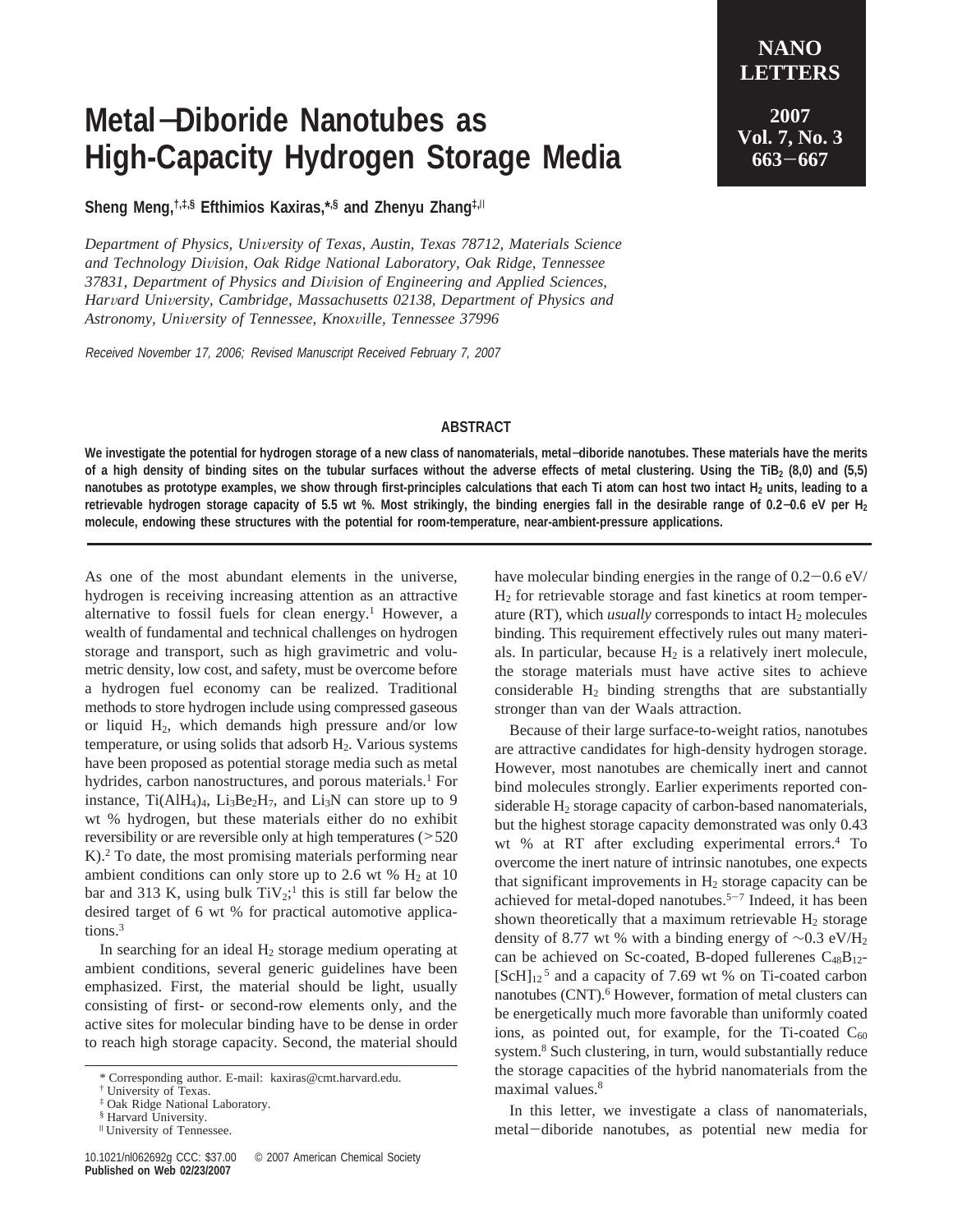# Metal–Diboride Nanotubes as High-Capacity Hydrogen Storage Media

**Sheng Meng,[†,‡,§] Efthimios Kaxiras,[*,§] and Zhenyu Zhang[‡,∥]**

*Department of Physics, University of Texas, Austin, Texas 78712, Materials Science and Technology Division, Oak Ridge National Laboratory, Oak Ridge, Tennessee 37831, Department of Physics and Division of Engineering and Applied Sciences, Harvard University, Cambridge, Massachusetts 02138, Department of Physics and Astronomy, University of Tennessee, Knoxville, Tennessee 37996*

*Received November 17, 2006; Revised Manuscript Received February 7, 2007*

## ABSTRACT

**We investigate the potential for hydrogen storage of a new class of nanomaterials, metal–diboride nanotubes. These materials have the merits of a high density of binding sites on the tubular surfaces without the adverse effects of metal clustering. Using the $TiB_2$ (8,0) and (5,5) nanotubes as prototype examples, we show through first-principles calculations that each Ti atom can host two intact $H_2$ units, leading to a retrievable hydrogen storage capacity of 5.5 wt %. Most strikingly, the binding energies fall in the desirable range of 0.2–0.6 eV per $H_2$ molecule, endowing these structures with the potential for room-temperature, near-ambient-pressure applications.**

As one of the most abundant elements in the universe, hydrogen is receiving increasing attention as an attractive alternative to fossil fuels for clean energy.[1] However, a wealth of fundamental and technical challenges on hydrogen storage and transport, such as high gravimetric and volumetric density, low cost, and safety, must be overcome before a hydrogen fuel economy can be realized. Traditional methods to store hydrogen include using compressed gaseous or liquid $H_2$, which demands high pressure and/or low temperature, or using solids that adsorb $H_2$. Various systems have been proposed as potential storage media such as metal hydrides, carbon nanostructures, and porous materials.[1] For instance, $Ti(AlH_4)_4$, $Li_3Be_2H_7$, and $Li_3N$ can store up to 9 wt % hydrogen, but these materials either do no exhibit reversibility or are reversible only at high temperatures (>520 K).[2] To date, the most promising materials performing near ambient conditions can only store up to 2.6 wt % $H_2$ at 10 bar and 313 K, using bulk $TiV_2$;[1] this is still far below the desired target of 6 wt % for practical automotive applications.[3]

In searching for an ideal $H_2$ storage medium operating at ambient conditions, several generic guidelines have been emphasized. First, the material should be light, usually consisting of first- or second-row elements only, and the active sites for molecular binding have to be dense in order to reach high storage capacity. Second, the material should have molecular binding energies in the range of 0.2–0.6 eV/$H_2$ for retrievable storage and fast kinetics at room temperature (RT), which *usually* corresponds to intact $H_2$ molecules binding. This requirement effectively rules out many materials. In particular, because $H_2$ is a relatively inert molecule, the storage materials must have active sites to achieve considerable $H_2$ binding strengths that are substantially stronger than van der Waals attraction.

Because of their large surface-to-weight ratios, nanotubes are attractive candidates for high-density hydrogen storage. However, most nanotubes are chemically inert and cannot bind molecules strongly. Earlier experiments reported considerable $H_2$ storage capacity of carbon-based nanomaterials, but the highest storage capacity demonstrated was only 0.43 wt % at RT after excluding experimental errors.[4] To overcome the inert nature of intrinsic nanotubes, one expects that significant improvements in $H_2$ storage capacity can be achieved for metal-doped nanotubes.[5–7] Indeed, it has been shown theoretically that a maximum retrievable $H_2$ storage density of 8.77 wt % with a binding energy of ~0.3 eV/$H_2$ can be achieved on Sc-coated, B-doped fullerenes $C_{48}B_{12}$-$[ScH]_{12}$[5] and a capacity of 7.69 wt % on Ti-coated carbon nanotubes (CNT).[6] However, formation of metal clusters can be energetically much more favorable than uniformly coated ions, as pointed out, for example, for the Ti-coated $C_{60}$ system.[8] Such clustering, in turn, would substantially reduce the storage capacities of the hybrid nanomaterials from the maximal values.[8]

In this letter, we investigate a class of nanomaterials, metal–diboride nanotubes, as potential new media for

\* Corresponding author. E-mail: kaxiras@cmt.harvard.edu.
† University of Texas.
‡ Oak Ridge National Laboratory.
§ Harvard University.
∥ University of Tennessee.

10.1021/nl062692g CCC: $37.00 © 2007 American Chemical Society
**Published on Web 02/23/2007**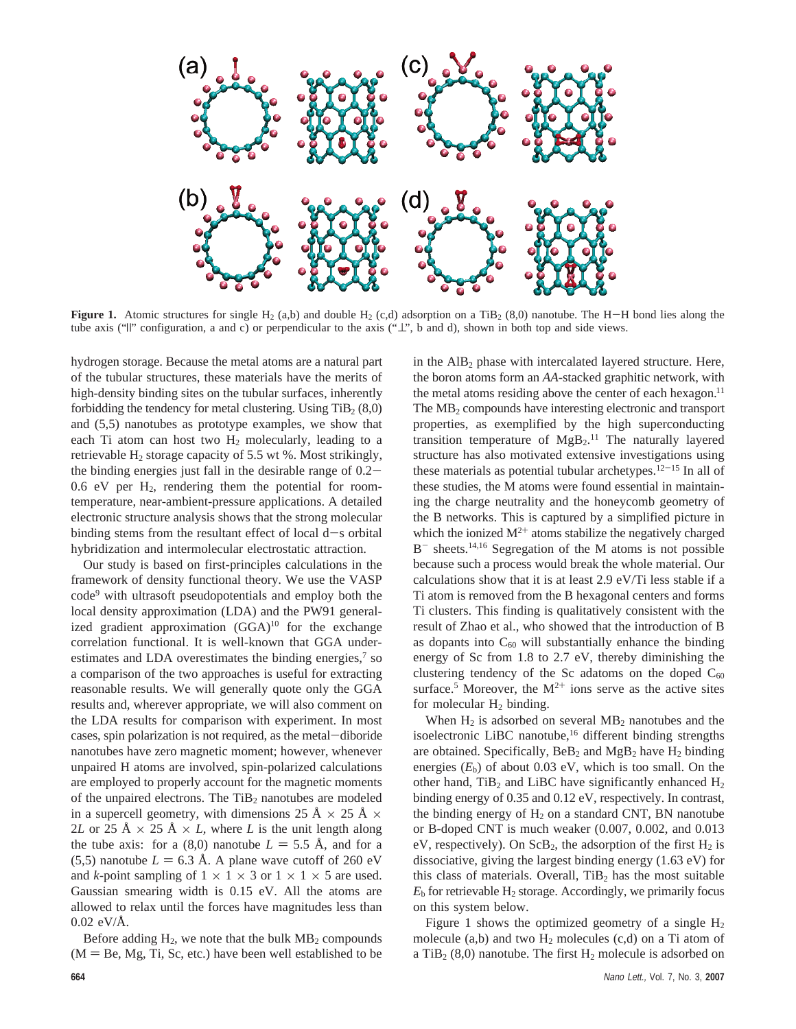(a) (c)

(b) (d)

**Figure 1.** Atomic structures for single $H_2$ (a,b) and double $H_2$ (c,d) adsorption on a $TiB_2$ (8,0) nanotube. The H−H bond lies along the tube axis ("∥" configuration, a and c) or perpendicular to the axis ("⊥", b and d), shown in both top and side views.

hydrogen storage. Because the metal atoms are a natural part of the tubular structures, these materials have the merits of high-density binding sites on the tubular surfaces, inherently forbidding the tendency for metal clustering. Using $TiB_2$ (8,0) and (5,5) nanotubes as prototype examples, we show that each Ti atom can host two $H_2$ molecularly, leading to a retrievable $H_2$ storage capacity of 5.5 wt %. Most strikingly, the binding energies just fall in the desirable range of 0.2−0.6 eV per $H_2$, rendering them the potential for room-temperature, near-ambient-pressure applications. A detailed electronic structure analysis shows that the strong molecular binding stems from the resultant effect of local d−s orbital hybridization and intermolecular electrostatic attraction.

Our study is based on first-principles calculations in the framework of density functional theory. We use the VASP code[9] with ultrasoft pseudopotentials and employ both the local density approximation (LDA) and the PW91 generalized gradient approximation (GGA)[10] for the exchange correlation functional. It is well-known that GGA underestimates and LDA overestimates the binding energies,[7] so a comparison of the two approaches is useful for extracting reasonable results. We will generally quote only the GGA results and, wherever appropriate, we will also comment on the LDA results for comparison with experiment. In most cases, spin polarization is not required, as the metal−diboride nanotubes have zero magnetic moment; however, whenever unpaired H atoms are involved, spin-polarized calculations are employed to properly account for the magnetic moments of the unpaired electrons. The $TiB_2$ nanotubes are modeled in a supercell geometry, with dimensions 25 Å × 25 Å × 2$L$ or 25 Å × 25 Å × $L$, where $L$ is the unit length along the tube axis: for a (8,0) nanotube $L$ = 5.5 Å, and for a (5,5) nanotube $L$ = 6.3 Å. A plane wave cutoff of 260 eV and $k$-point sampling of 1 × 1 × 3 or 1 × 1 × 5 are used. Gaussian smearing width is 0.15 eV. All the atoms are allowed to relax until the forces have magnitudes less than 0.02 eV/Å.

Before adding $H_2$, we note that the bulk $MB_2$ compounds (M = Be, Mg, Ti, Sc, etc.) have been well established to be in the $AlB_2$ phase with intercalated layered structure. Here, the boron atoms form an *AA*-stacked graphitic network, with the metal atoms residing above the center of each hexagon.[11] The $MB_2$ compounds have interesting electronic and transport properties, as exemplified by the high superconducting transition temperature of $MgB_2$.[11] The naturally layered structure has also motivated extensive investigations using these materials as potential tubular archetypes.[12−15] In all of these studies, the M atoms were found essential in maintaining the charge neutrality and the honeycomb geometry of the B networks. This is captured by a simplified picture in which the ionized $M^{2+}$ atoms stabilize the negatively charged $B^-$ sheets.[14,16] Segregation of the M atoms is not possible because such a process would break the whole material. Our calculations show that it is at least 2.9 eV/Ti less stable if a Ti atom is removed from the B hexagonal centers and forms Ti clusters. This finding is qualitatively consistent with the result of Zhao et al., who showed that the introduction of B as dopants into $C_{60}$ will substantially enhance the binding energy of Sc from 1.8 to 2.7 eV, thereby diminishing the clustering tendency of the Sc adatoms on the doped $C_{60}$ surface.[5] Moreover, the $M^{2+}$ ions serve as the active sites for molecular $H_2$ binding.

When $H_2$ is adsorbed on several $MB_2$ nanotubes and the isoelectronic LiBC nanotube,[16] different binding strengths are obtained. Specifically, $BeB_2$ and $MgB_2$ have $H_2$ binding energies ($E_b$) of about 0.03 eV, which is too small. On the other hand, $TiB_2$ and LiBC have significantly enhanced $H_2$ binding energy of 0.35 and 0.12 eV, respectively. In contrast, the binding energy of $H_2$ on a standard CNT, BN nanotube or B-doped CNT is much weaker (0.007, 0.002, and 0.013 eV, respectively). On $ScB_2$, the adsorption of the first $H_2$ is dissociative, giving the largest binding energy (1.63 eV) for this class of materials. Overall, $TiB_2$ has the most suitable $E_b$ for retrievable $H_2$ storage. Accordingly, we primarily focus on this system below.

Figure 1 shows the optimized geometry of a single $H_2$ molecule (a,b) and two $H_2$ molecules (c,d) on a Ti atom of a $TiB_2$ (8,0) nanotube. The first $H_2$ molecule is adsorbed on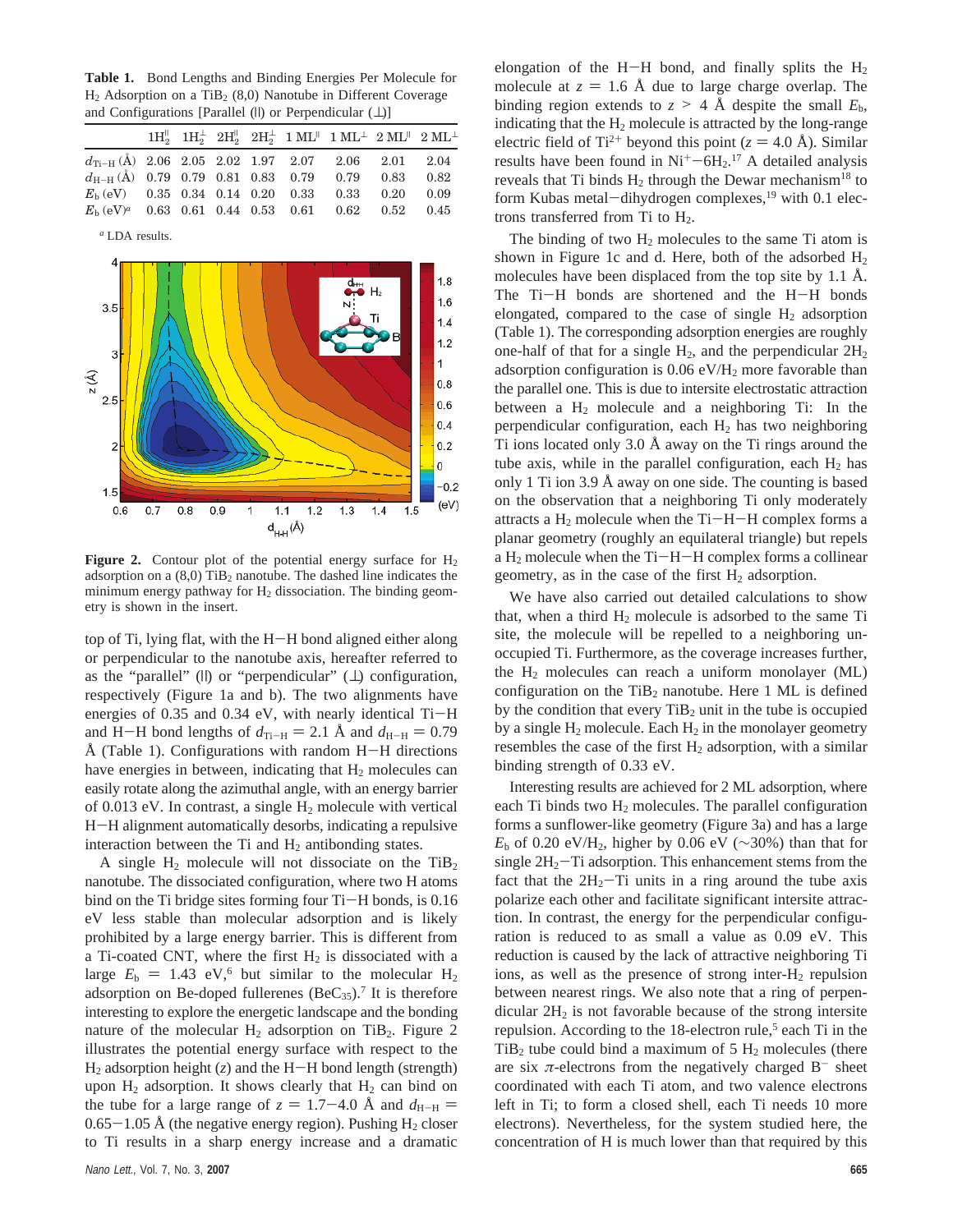**Table 1.** Bond Lengths and Binding Energies Per Molecule for $H_2$ Adsorption on a $TiB_2$ (8,0) Nanotube in Different Coverage and Configurations [Parallel (∥) or Perpendicular (⊥)]

| | $1H_2^{\parallel}$ | $1H_2^{\perp}$ | $2H_2^{\parallel}$ | $2H_2^{\perp}$ | 1 ML$^{\parallel}$ | 1 ML$^{\perp}$ | 2 ML$^{\parallel}$ | 2 ML$^{\perp}$ |
|---|---|---|---|---|---|---|---|---|
| $d_{Ti-H}$ (Å) | 2.06 | 2.05 | 2.02 | 1.97 | 2.07 | 2.06 | 2.01 | 2.04 |
| $d_{H-H}$ (Å) | 0.79 | 0.79 | 0.81 | 0.83 | 0.79 | 0.79 | 0.83 | 0.82 |
| $E_b$ (eV) | 0.35 | 0.34 | 0.14 | 0.20 | 0.33 | 0.33 | 0.20 | 0.09 |
| $E_b$ (eV)[a] | 0.63 | 0.61 | 0.44 | 0.53 | 0.61 | 0.62 | 0.52 | 0.45 |

[a] LDA results.

z (Å)
4
3.5
3
2.5
2
1.5
0.6 0.7 0.8 0.9 1 1.1 1.2 1.3 1.4 1.5
$d_{H\text{-}H}$ (Å)
1.8
1.6
1.4
1.2
1
0.8
0.6
0.4
0.2
0
−0.2
(eV)
$d_{H\text{-}H}$ $H_2$
N
Ti
B

**Figure 2.** Contour plot of the potential energy surface for $H_2$ adsorption on a (8,0) $TiB_2$ nanotube. The dashed line indicates the minimum energy pathway for $H_2$ dissociation. The binding geometry is shown in the insert.

top of Ti, lying flat, with the H−H bond aligned either along or perpendicular to the nanotube axis, hereafter referred to as the "parallel" (∥) or "perpendicular" (⊥) configuration, respectively (Figure 1a and b). The two alignments have energies of 0.35 and 0.34 eV, with nearly identical Ti−H and H−H bond lengths of $d_{Ti-H} = 2.1$ Å and $d_{H-H} = 0.79$ Å (Table 1). Configurations with random H−H directions have energies in between, indicating that $H_2$ molecules can easily rotate along the azimuthal angle, with an energy barrier of 0.013 eV. In contrast, a single $H_2$ molecule with vertical H−H alignment automatically desorbs, indicating a repulsive interaction between the Ti and $H_2$ antibonding states.

A single $H_2$ molecule will not dissociate on the $TiB_2$ nanotube. The dissociated configuration, where two H atoms bind on the Ti bridge sites forming four Ti−H bonds, is 0.16 eV less stable than molecular adsorption and is likely prohibited by a large energy barrier. This is different from a Ti-coated CNT, where the first $H_2$ is dissociated with a large $E_b = 1.43$ eV,[6] but similar to the molecular $H_2$ adsorption on Be-doped fullerenes ($BeC_{35}$).[7] It is therefore interesting to explore the energetic landscape and the bonding nature of the molecular $H_2$ adsorption on $TiB_2$. Figure 2 illustrates the potential energy surface with respect to the $H_2$ adsorption height ($z$) and the H−H bond length (strength) upon $H_2$ adsorption. It shows clearly that $H_2$ can bind on the tube for a large range of $z = 1.7-4.0$ Å and $d_{H-H} = 0.65-1.05$ Å (the negative energy region). Pushing $H_2$ closer to Ti results in a sharp energy increase and a dramatic elongation of the H−H bond, and finally splits the $H_2$ molecule at $z = 1.6$ Å due to large charge overlap. The binding region extends to $z > 4$ Å despite the small $E_b$, indicating that the $H_2$ molecule is attracted by the long-range electric field of $Ti^{2+}$ beyond this point ($z = 4.0$ Å). Similar results have been found in $Ni^{+}-6H_2$.[17] A detailed analysis reveals that Ti binds $H_2$ through the Dewar mechanism[18] to form Kubas metal−dihydrogen complexes,[19] with 0.1 electrons transferred from Ti to $H_2$.

The binding of two $H_2$ molecules to the same Ti atom is shown in Figure 1c and d. Here, both of the adsorbed $H_2$ molecules have been displaced from the top site by 1.1 Å. The Ti−H bonds are shortened and the H−H bonds elongated, compared to the case of single $H_2$ adsorption (Table 1). The corresponding adsorption energies are roughly one-half of that for a single $H_2$, and the perpendicular $2H_2$ adsorption configuration is 0.06 eV/$H_2$ more favorable than the parallel one. This is due to intersite electrostatic attraction between a $H_2$ molecule and a neighboring Ti: In the perpendicular configuration, each $H_2$ has two neighboring Ti ions located only 3.0 Å away on the Ti rings around the tube axis, while in the parallel configuration, each $H_2$ has only 1 Ti ion 3.9 Å away on one side. The counting is based on the observation that a neighboring Ti only moderately attracts a $H_2$ molecule when the Ti−H−H complex forms a planar geometry (roughly an equilateral triangle) but repels a $H_2$ molecule when the Ti−H−H complex forms a collinear geometry, as in the case of the first $H_2$ adsorption.

We have also carried out detailed calculations to show that, when a third $H_2$ molecule is adsorbed to the same Ti site, the molecule will be repelled to a neighboring unoccupied Ti. Furthermore, as the coverage increases further, the $H_2$ molecules can reach a uniform monolayer (ML) configuration on the $TiB_2$ nanotube. Here 1 ML is defined by the condition that every $TiB_2$ unit in the tube is occupied by a single $H_2$ molecule. Each $H_2$ in the monolayer geometry resembles the case of the first $H_2$ adsorption, with a similar binding strength of 0.33 eV.

Interesting results are achieved for 2 ML adsorption, where each Ti binds two $H_2$ molecules. The parallel configuration forms a sunflower-like geometry (Figure 3a) and has a large $E_b$ of 0.20 eV/$H_2$, higher by 0.06 eV (~30%) than that for single $2H_2$−Ti adsorption. This enhancement stems from the fact that the $2H_2$−Ti units in a ring around the tube axis polarize each other and facilitate significant intersite attraction. In contrast, the energy for the perpendicular configuration is reduced to as small a value as 0.09 eV. This reduction is caused by the lack of attractive neighboring Ti ions, as well as the presence of strong inter-$H_2$ repulsion between nearest rings. We also note that a ring of perpendicular $2H_2$ is not favorable because of the strong intersite repulsion. According to the 18-electron rule,[5] each Ti in the $TiB_2$ tube could bind a maximum of 5 $H_2$ molecules (there are six $\pi$-electrons from the negatively charged $B^-$ sheet coordinated with each Ti atom, and two valence electrons left in Ti; to form a closed shell, each Ti needs 10 more electrons). Nevertheless, for the system studied here, the concentration of H is much lower than that required by this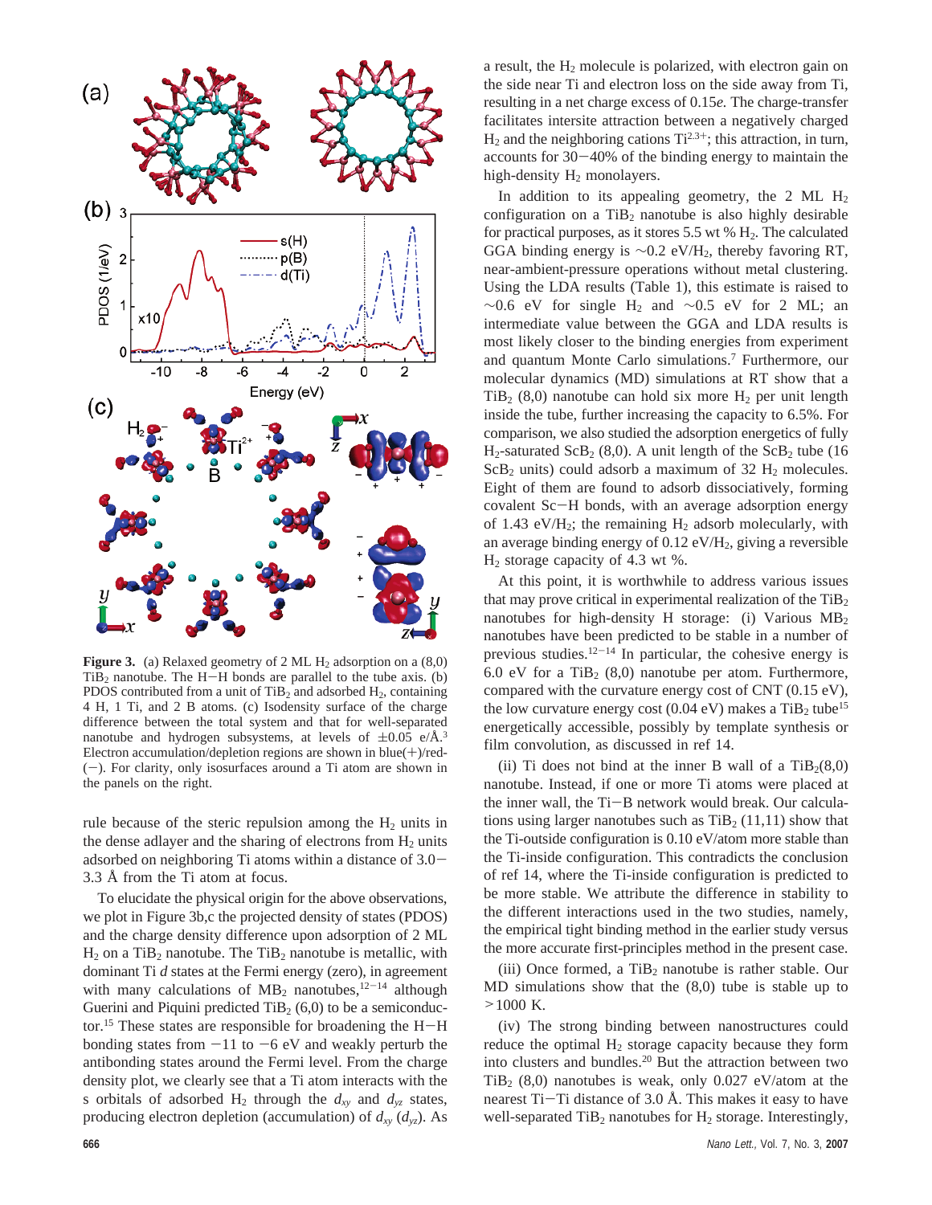(a)

(b)

s(H)
p(B)
d(Ti)

PDOS (1/eV)

x10

Energy (eV)

-10 -8 -6 -4 -2 0 2

0 1 2 3

(c)

$H_2$ − +

$Ti^{2+}$

B

y

x

z

**Figure 3.** (a) Relaxed geometry of 2 ML $H_2$ adsorption on a (8,0) $TiB_2$ nanotube. The H−H bonds are parallel to the tube axis. (b) PDOS contributed from a unit of $TiB_2$ and adsorbed $H_2$, containing 4 H, 1 Ti, and 2 B atoms. (c) Isodensity surface of the charge difference between the total system and that for well-separated nanotube and hydrogen subsystems, at levels of ±0.05 e/Å$^3$. Electron accumulation/depletion regions are shown in blue(+)/red-(−). For clarity, only isosurfaces around a Ti atom are shown in the panels on the right.

rule because of the steric repulsion among the $H_2$ units in the dense adlayer and the sharing of electrons from $H_2$ units adsorbed on neighboring Ti atoms within a distance of 3.0−3.3 Å from the Ti atom at focus.

To elucidate the physical origin for the above observations, we plot in Figure 3b,c the projected density of states (PDOS) and the charge density difference upon adsorption of 2 ML $H_2$ on a $TiB_2$ nanotube. The $TiB_2$ nanotube is metallic, with dominant Ti *d* states at the Fermi energy (zero), in agreement with many calculations of $MB_2$ nanotubes,[12−14] although Guerini and Piquini predicted $TiB_2$ (6,0) to be a semiconductor.[15] These states are responsible for broadening the H−H bonding states from −11 to −6 eV and weakly perturb the antibonding states around the Fermi level. From the charge density plot, we clearly see that a Ti atom interacts with the s orbitals of adsorbed $H_2$ through the $d_{xy}$ and $d_{yz}$ states, producing electron depletion (accumulation) of $d_{xy}$ ($d_{yz}$). As a result, the $H_2$ molecule is polarized, with electron gain on the side near Ti and electron loss on the side away from Ti, resulting in a net charge excess of 0.15*e*. The charge-transfer facilitates intersite attraction between a negatively charged $H_2$ and the neighboring cations $Ti^{2.3+}$; this attraction, in turn, accounts for 30−40% of the binding energy to maintain the high-density $H_2$ monolayers.

In addition to its appealing geometry, the 2 ML $H_2$ configuration on a $TiB_2$ nanotube is also highly desirable for practical purposes, as it stores 5.5 wt % $H_2$. The calculated GGA binding energy is ~0.2 eV/$H_2$, thereby favoring RT, near-ambient-pressure operations without metal clustering. Using the LDA results (Table 1), this estimate is raised to ~0.6 eV for single $H_2$ and ~0.5 eV for 2 ML; an intermediate value between the GGA and LDA results is most likely closer to the binding energies from experiment and quantum Monte Carlo simulations.[7] Furthermore, our molecular dynamics (MD) simulations at RT show that a $TiB_2$ (8,0) nanotube can hold six more $H_2$ per unit length inside the tube, further increasing the capacity to 6.5%. For comparison, we also studied the adsorption energetics of fully $H_2$-saturated $ScB_2$ (8,0). A unit length of the $ScB_2$ tube (16 $ScB_2$ units) could adsorb a maximum of 32 $H_2$ molecules. Eight of them are found to adsorb dissociatively, forming covalent Sc−H bonds, with an average adsorption energy of 1.43 eV/$H_2$; the remaining $H_2$ adsorb molecularly, with an average binding energy of 0.12 eV/$H_2$, giving a reversible $H_2$ storage capacity of 4.3 wt %.

At this point, it is worthwhile to address various issues that may prove critical in experimental realization of the $TiB_2$ nanotubes for high-density H storage: (i) Various $MB_2$ nanotubes have been predicted to be stable in a number of previous studies.[12−14] In particular, the cohesive energy is 6.0 eV for a $TiB_2$ (8,0) nanotube per atom. Furthermore, compared with the curvature energy cost of CNT (0.15 eV), the low curvature energy cost (0.04 eV) makes a $TiB_2$ tube[15] energetically accessible, possibly by template synthesis or film convolution, as discussed in ref 14.

(ii) Ti does not bind at the inner B wall of a $TiB_2$(8,0) nanotube. Instead, if one or more Ti atoms were placed at the inner wall, the Ti−B network would break. Our calculations using larger nanotubes such as $TiB_2$ (11,11) show that the Ti-outside configuration is 0.10 eV/atom more stable than the Ti-inside configuration. This contradicts the conclusion of ref 14, where the Ti-inside configuration is predicted to be more stable. We attribute the difference in stability to the different interactions used in the two studies, namely, the empirical tight binding method in the earlier study versus the more accurate first-principles method in the present case.

(iii) Once formed, a $TiB_2$ nanotube is rather stable. Our MD simulations show that the (8,0) tube is stable up to >1000 K.

(iv) The strong binding between nanostructures could reduce the optimal $H_2$ storage capacity because they form into clusters and bundles.[20] But the interaction between two $TiB_2$ (8,0) nanotubes is weak, only 0.027 eV/atom at the nearest Ti−Ti distance of 3.0 Å. This makes it easy to have well-separated $TiB_2$ nanotubes for $H_2$ storage. Interestingly,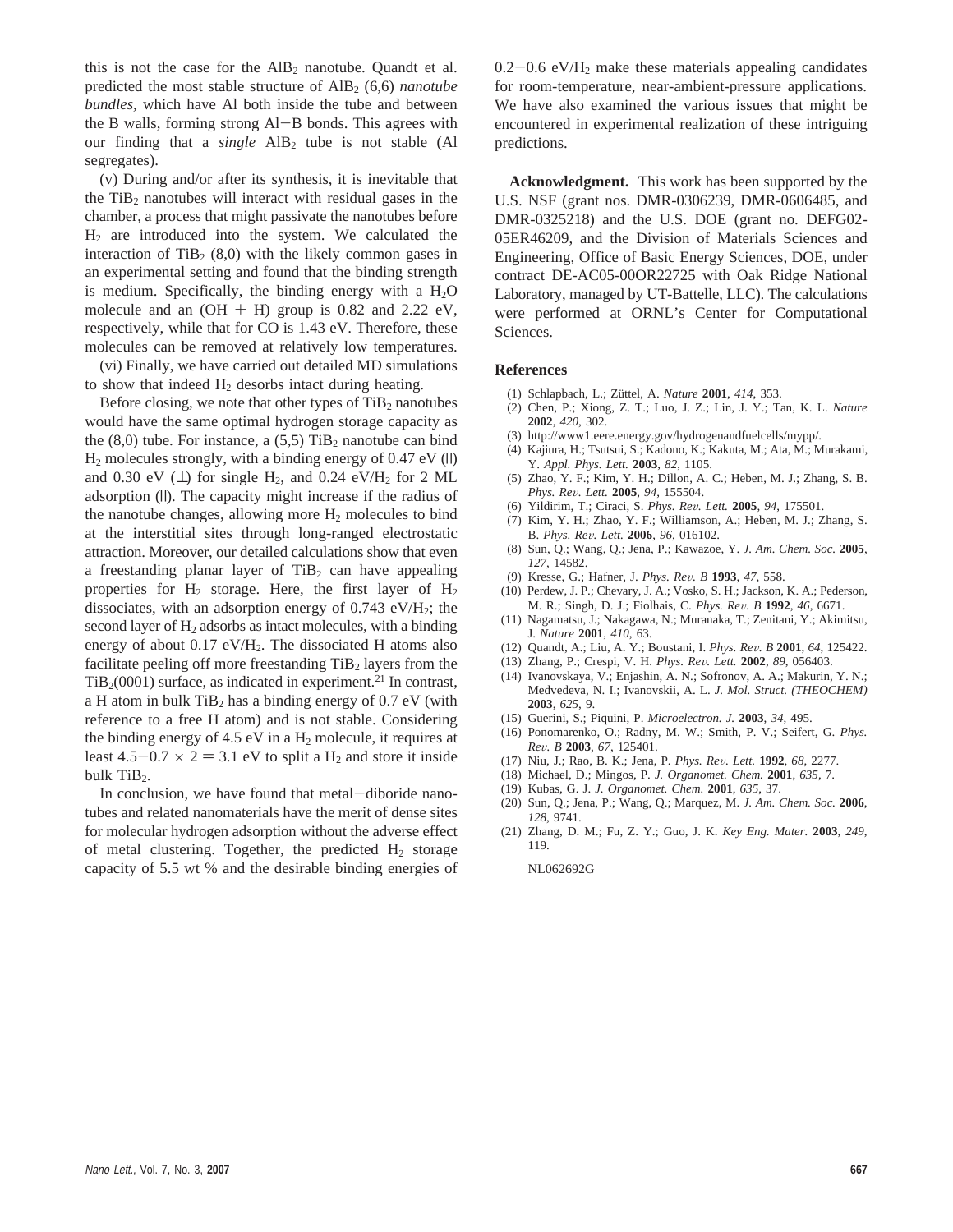this is not the case for the $AlB_2$ nanotube. Quandt et al. predicted the most stable structure of $AlB_2$ (6,6) *nanotube bundles*, which have Al both inside the tube and between the B walls, forming strong Al−B bonds. This agrees with our finding that a *single* $AlB_2$ tube is not stable (Al segregates).

(v) During and/or after its synthesis, it is inevitable that the $TiB_2$ nanotubes will interact with residual gases in the chamber, a process that might passivate the nanotubes before $H_2$ are introduced into the system. We calculated the interaction of $TiB_2$ (8,0) with the likely common gases in an experimental setting and found that the binding strength is medium. Specifically, the binding energy with a $H_2O$ molecule and an (OH + H) group is 0.82 and 2.22 eV, respectively, while that for CO is 1.43 eV. Therefore, these molecules can be removed at relatively low temperatures.

(vi) Finally, we have carried out detailed MD simulations to show that indeed $H_2$ desorbs intact during heating.

Before closing, we note that other types of $TiB_2$ nanotubes would have the same optimal hydrogen storage capacity as the (8,0) tube. For instance, a (5,5) $TiB_2$ nanotube can bind $H_2$ molecules strongly, with a binding energy of 0.47 eV (∥) and 0.30 eV (⊥) for single $H_2$, and 0.24 eV/$H_2$ for 2 ML adsorption (∥). The capacity might increase if the radius of the nanotube changes, allowing more $H_2$ molecules to bind at the interstitial sites through long-ranged electrostatic attraction. Moreover, our detailed calculations show that even a freestanding planar layer of $TiB_2$ can have appealing properties for $H_2$ storage. Here, the first layer of $H_2$ dissociates, with an adsorption energy of 0.743 eV/$H_2$; the second layer of $H_2$ adsorbs as intact molecules, with a binding energy of about 0.17 eV/$H_2$. The dissociated H atoms also facilitate peeling off more freestanding $TiB_2$ layers from the $TiB_2$(0001) surface, as indicated in experiment.[21] In contrast, a H atom in bulk $TiB_2$ has a binding energy of 0.7 eV (with reference to a free H atom) and is not stable. Considering the binding energy of 4.5 eV in a $H_2$ molecule, it requires at least $4.5 - 0.7 \times 2 = 3.1$ eV to split a $H_2$ and store it inside bulk $TiB_2$.

In conclusion, we have found that metal−diboride nanotubes and related nanomaterials have the merit of dense sites for molecular hydrogen adsorption without the adverse effect of metal clustering. Together, the predicted $H_2$ storage capacity of 5.5 wt % and the desirable binding energies of 0.2−0.6 eV/$H_2$ make these materials appealing candidates for room-temperature, near-ambient-pressure applications. We have also examined the various issues that might be encountered in experimental realization of these intriguing predictions.

**Acknowledgment.** This work has been supported by the U.S. NSF (grant nos. DMR-0306239, DMR-0606485, and DMR-0325218) and the U.S. DOE (grant no. DEFG02-05ER46209, and the Division of Materials Sciences and Engineering, Office of Basic Energy Sciences, DOE, under contract DE-AC05-00OR22725 with Oak Ridge National Laboratory, managed by UT-Battelle, LLC). The calculations were performed at ORNL's Center for Computational Sciences.

## References

(1) Schlapbach, L.; Züttel, A. *Nature* **2001**, *414*, 353.
(2) Chen, P.; Xiong, Z. T.; Luo, J. Z.; Lin, J. Y.; Tan, K. L. *Nature* **2002**, *420*, 302.
(3) http://www1.eere.energy.gov/hydrogenandfuelcells/mypp/.
(4) Kajiura, H.; Tsutsui, S.; Kadono, K.; Kakuta, M.; Ata, M.; Murakami, Y. *Appl. Phys. Lett.* **2003**, *82*, 1105.
(5) Zhao, Y. F.; Kim, Y. H.; Dillon, A. C.; Heben, M. J.; Zhang, S. B. *Phys. Rev. Lett.* **2005**, *94*, 155504.
(6) Yildirim, T.; Ciraci, S. *Phys. Rev. Lett.* **2005**, *94*, 175501.
(7) Kim, Y. H.; Zhao, Y. F.; Williamson, A.; Heben, M. J.; Zhang, S. B. *Phys. Rev. Lett.* **2006**, *96*, 016102.
(8) Sun, Q.; Wang, Q.; Jena, P.; Kawazoe, Y. *J. Am. Chem. Soc.* **2005**, *127*, 14582.
(9) Kresse, G.; Hafner, J. *Phys. Rev. B* **1993**, *47*, 558.
(10) Perdew, J. P.; Chevary, J. A.; Vosko, S. H.; Jackson, K. A.; Pederson, M. R.; Singh, D. J.; Fiolhais, C. *Phys. Rev. B* **1992**, *46*, 6671.
(11) Nagamatsu, J.; Nakagawa, N.; Muranaka, T.; Zenitani, Y.; Akimitsu, J. *Nature* **2001**, *410*, 63.
(12) Quandt, A.; Liu, A. Y.; Boustani, I. *Phys. Rev. B* **2001**, *64*, 125422.
(13) Zhang, P.; Crespi, V. H. *Phys. Rev. Lett.* **2002**, *89*, 056403.
(14) Ivanovskaya, V.; Enjashin, A. N.; Sofronov, A. A.; Makurin, Y. N.; Medvedeva, N. I.; Ivanovskii, A. L. *J. Mol. Struct. (THEOCHEM)* **2003**, *625*, 9.
(15) Guerini, S.; Piquini, P. *Microelectron. J.* **2003**, *34*, 495.
(16) Ponomarenko, O.; Radny, M. W.; Smith, P. V.; Seifert, G. *Phys. Rev. B* **2003**, *67*, 125401.
(17) Niu, J.; Rao, B. K.; Jena, P. *Phys. Rev. Lett.* **1992**, *68*, 2277.
(18) Michael, D.; Mingos, P. *J. Organomet. Chem.* **2001**, *635*, 7.
(19) Kubas, G. J. *J. Organomet. Chem.* **2001**, *635*, 37.
(20) Sun, Q.; Jena, P.; Wang, Q.; Marquez, M. *J. Am. Chem. Soc.* **2006**, *128*, 9741.
(21) Zhang, D. M.; Fu, Z. Y.; Guo, J. K. *Key Eng. Mater.* **2003**, *249*, 119.

NL062692G